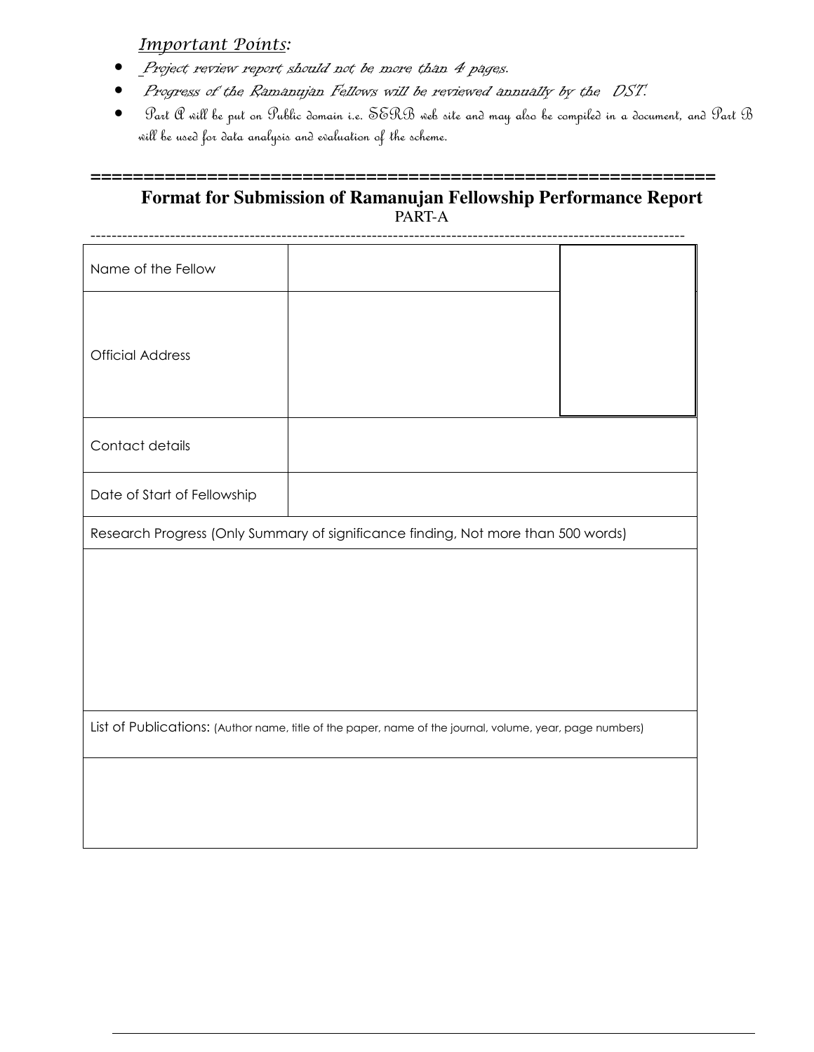*Important Points:*

- *Project review report should not be more than 4 pages.*
- *Progress of the Ramanujan Fellows will be reviewed annually by the DST.*
- Part A will be put on Public domain i.e. SERB web site and may also be compiled in a document, and Part B will be used for data analysis and evaluation of the scheme.

## Format for Submission of Ramanujan Fellowship Performance Report

PART-A

| | | |
|---|---|---|
| Name of the Fellow | | |
| Official Address | | |
| Contact details | | |
| Date of Start of Fellowship | | |
| Research Progress (Only Summary of significance finding, Not more than 500 words) | | |
| | | |
| List of Publications: (Author name, title of the paper, name of the journal, volume, year, page numbers) | | |
| | | |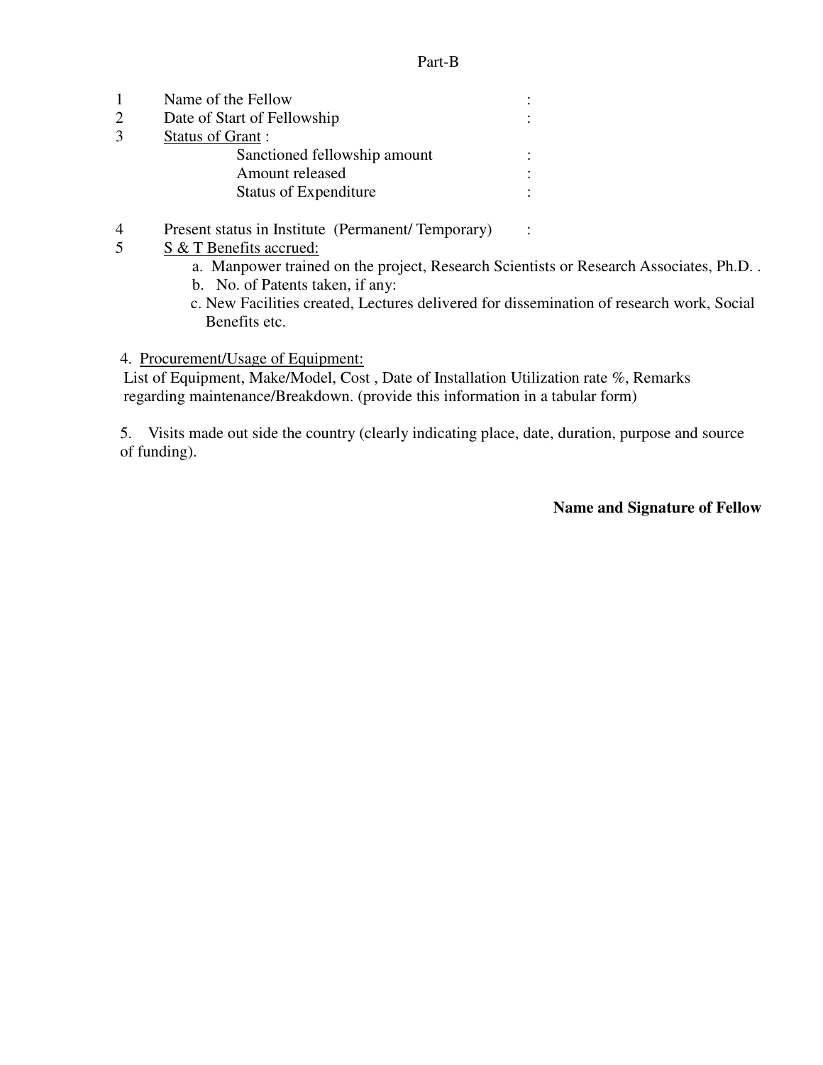Part-B

1 Name of the Fellow :

2 Date of Start of Fellowship :

3 <u>Status of Grant</u> :

  Sanctioned fellowship amount :

  Amount released :

  Status of Expenditure :

4 Present status in Institute (Permanent/ Temporary) :

5 <u>S & T Benefits accrued:</u>

  a. Manpower trained on the project, Research Scientists or Research Associates, Ph.D. .

  b. No. of Patents taken, if any:

  c. New Facilities created, Lectures delivered for dissemination of research work, Social Benefits etc.

4. <u>Procurement/Usage of Equipment:</u>
List of Equipment, Make/Model, Cost , Date of Installation Utilization rate %, Remarks regarding maintenance/Breakdown. (provide this information in a tabular form)

5. Visits made out side the country (clearly indicating place, date, duration, purpose and source of funding).

**Name and Signature of Fellow**